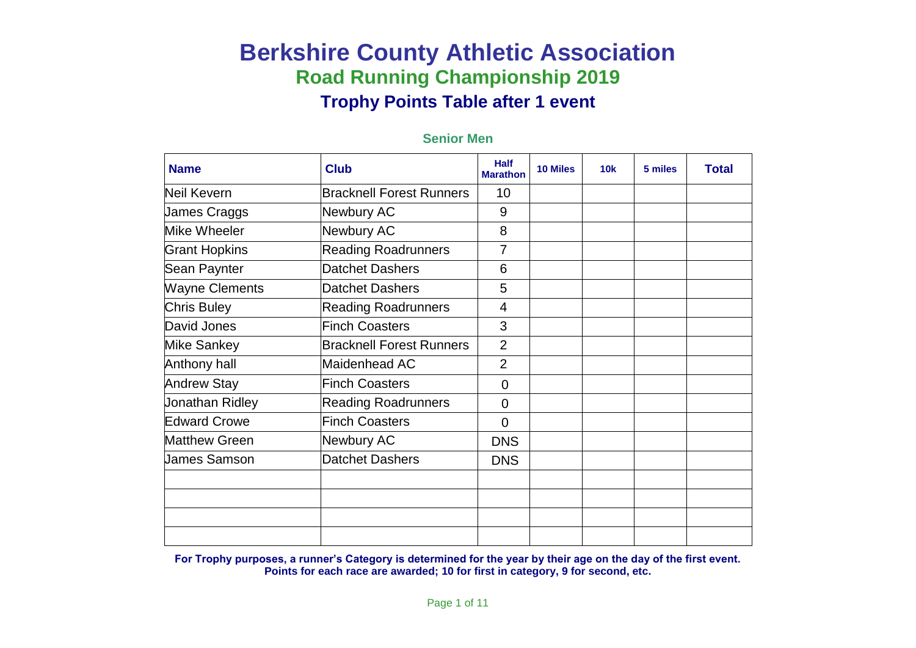# Berkshire County Athletic Association

## Road Running Championship 2019

### Trophy Points Table after 1 event

#### Senior Men

| Name | Club | Half Marathon | 10 Miles | 10k | 5 miles | Total |
|---|---|---|---|---|---|---|
| Neil Kevern | Bracknell Forest Runners | 10 | | | | |
| James Craggs | Newbury AC | 9 | | | | |
| Mike Wheeler | Newbury AC | 8 | | | | |
| Grant Hopkins | Reading Roadrunners | 7 | | | | |
| Sean Paynter | Datchet Dashers | 6 | | | | |
| Wayne Clements | Datchet Dashers | 5 | | | | |
| Chris Buley | Reading Roadrunners | 4 | | | | |
| David Jones | Finch Coasters | 3 | | | | |
| Mike Sankey | Bracknell Forest Runners | 2 | | | | |
| Anthony hall | Maidenhead AC | 2 | | | | |
| Andrew Stay | Finch Coasters | 0 | | | | |
| Jonathan Ridley | Reading Roadrunners | 0 | | | | |
| Edward Crowe | Finch Coasters | 0 | | | | |
| Matthew Green | Newbury AC | DNS | | | | |
| James Samson | Datchet Dashers | DNS | | | | |
| | | | | | | |
| | | | | | | |
| | | | | | | |
| | | | | | | |

**For Trophy purposes, a runner's Category is determined for the year by their age on the day of the first event.**
**Points for each race are awarded; 10 for first in category, 9 for second, etc.**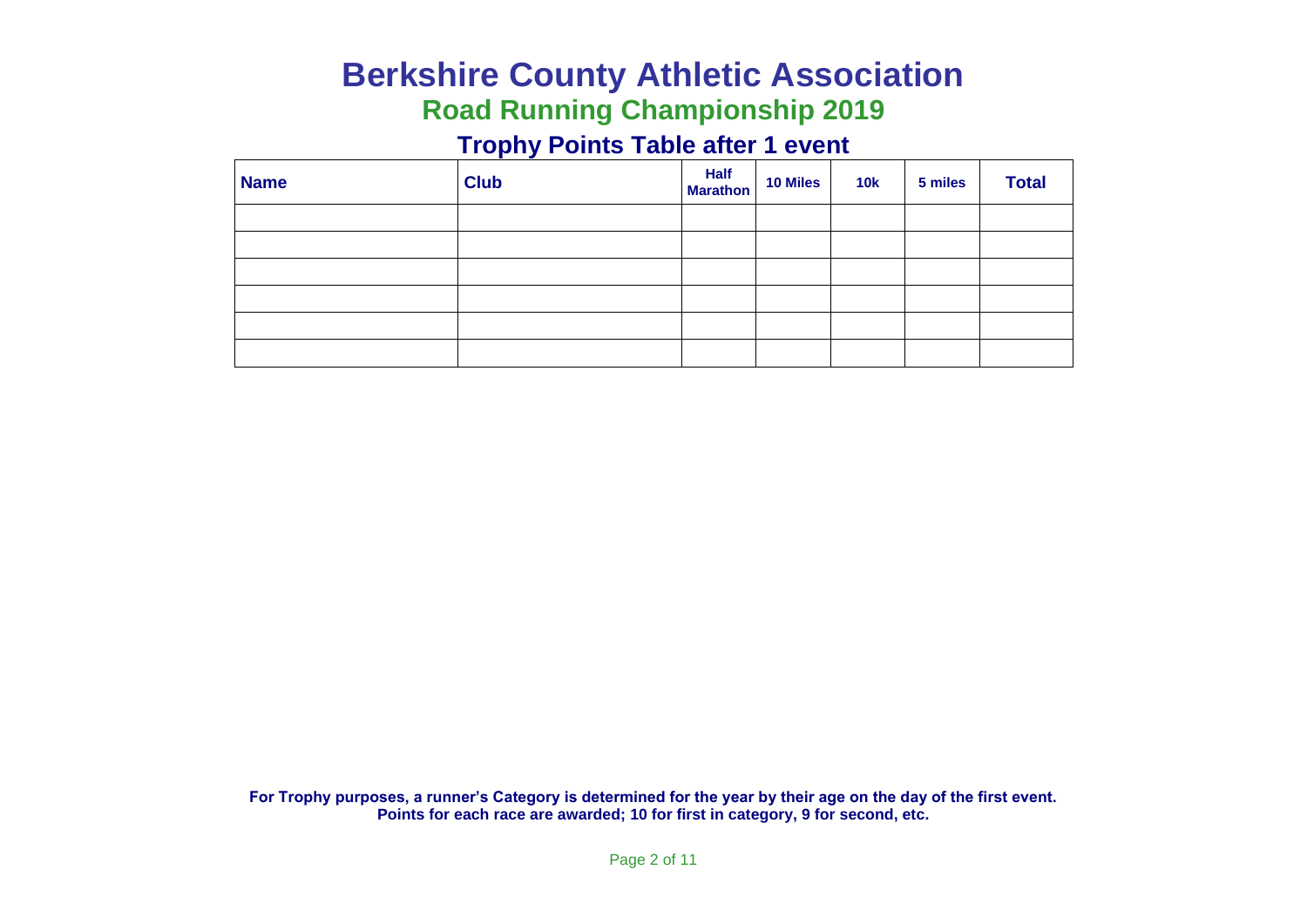# Berkshire County Athletic Association

## Road Running Championship 2019

### Trophy Points Table after 1 event

| Name | Club | Half Marathon | 10 Miles | 10k | 5 miles | Total |
|---|---|---|---|---|---|---|
| | | | | | | |
| | | | | | | |
| | | | | | | |
| | | | | | | |
| | | | | | | |
| | | | | | | |

**For Trophy purposes, a runner's Category is determined for the year by their age on the day of the first event.**
**Points for each race are awarded; 10 for first in category, 9 for second, etc.**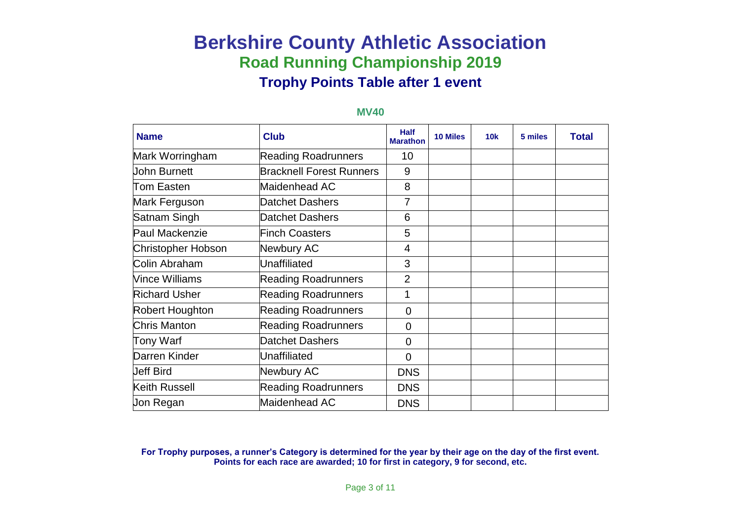# Berkshire County Athletic Association

## Road Running Championship 2019

### Trophy Points Table after 1 event

**MV40**

| Name | Club | Half Marathon | 10 Miles | 10k | 5 miles | Total |
|---|---|---|---|---|---|---|
| Mark Worringham | Reading Roadrunners | 10 | | | | |
| John Burnett | Bracknell Forest Runners | 9 | | | | |
| Tom Easten | Maidenhead AC | 8 | | | | |
| Mark Ferguson | Datchet Dashers | 7 | | | | |
| Satnam Singh | Datchet Dashers | 6 | | | | |
| Paul Mackenzie | Finch Coasters | 5 | | | | |
| Christopher Hobson | Newbury AC | 4 | | | | |
| Colin Abraham | Unaffiliated | 3 | | | | |
| Vince Williams | Reading Roadrunners | 2 | | | | |
| Richard Usher | Reading Roadrunners | 1 | | | | |
| Robert Houghton | Reading Roadrunners | 0 | | | | |
| Chris Manton | Reading Roadrunners | 0 | | | | |
| Tony Warf | Datchet Dashers | 0 | | | | |
| Darren Kinder | Unaffiliated | 0 | | | | |
| Jeff Bird | Newbury AC | DNS | | | | |
| Keith Russell | Reading Roadrunners | DNS | | | | |
| Jon Regan | Maidenhead AC | DNS | | | | |

**For Trophy purposes, a runner's Category is determined for the year by their age on the day of the first event.**
**Points for each race are awarded; 10 for first in category, 9 for second, etc.**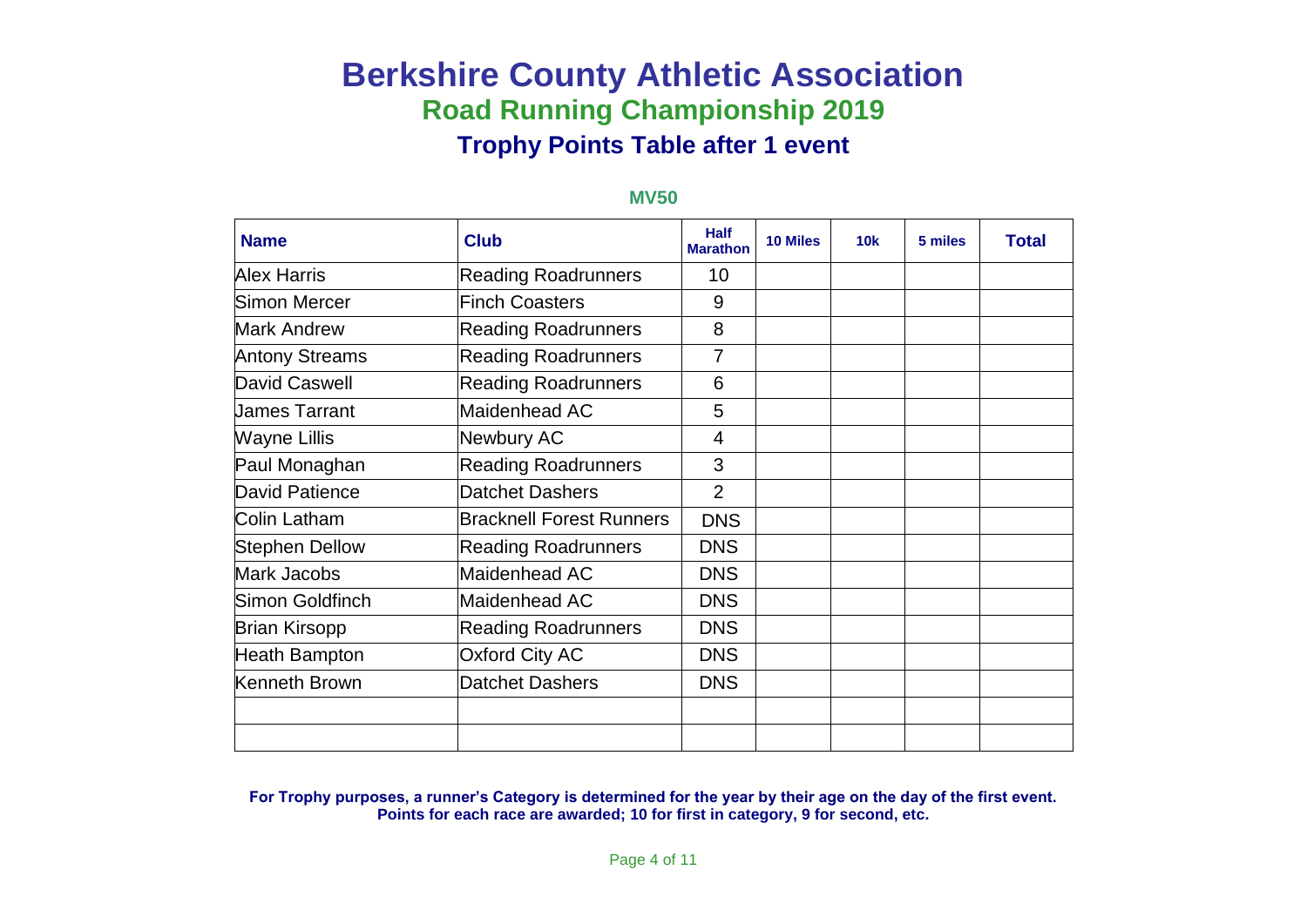# Berkshire County Athletic Association

## Road Running Championship 2019

### Trophy Points Table after 1 event

**MV50**

| Name | Club | Half Marathon | 10 Miles | 10k | 5 miles | Total |
|---|---|---|---|---|---|---|
| Alex Harris | Reading Roadrunners | 10 | | | | |
| Simon Mercer | Finch Coasters | 9 | | | | |
| Mark Andrew | Reading Roadrunners | 8 | | | | |
| Antony Streams | Reading Roadrunners | 7 | | | | |
| David Caswell | Reading Roadrunners | 6 | | | | |
| James Tarrant | Maidenhead AC | 5 | | | | |
| Wayne Lillis | Newbury AC | 4 | | | | |
| Paul Monaghan | Reading Roadrunners | 3 | | | | |
| David Patience | Datchet Dashers | 2 | | | | |
| Colin Latham | Bracknell Forest Runners | DNS | | | | |
| Stephen Dellow | Reading Roadrunners | DNS | | | | |
| Mark Jacobs | Maidenhead AC | DNS | | | | |
| Simon Goldfinch | Maidenhead AC | DNS | | | | |
| Brian Kirsopp | Reading Roadrunners | DNS | | | | |
| Heath Bampton | Oxford City AC | DNS | | | | |
| Kenneth Brown | Datchet Dashers | DNS | | | | |
| | | | | | | |
| | | | | | | |

**For Trophy purposes, a runner's Category is determined for the year by their age on the day of the first event.**
**Points for each race are awarded; 10 for first in category, 9 for second, etc.**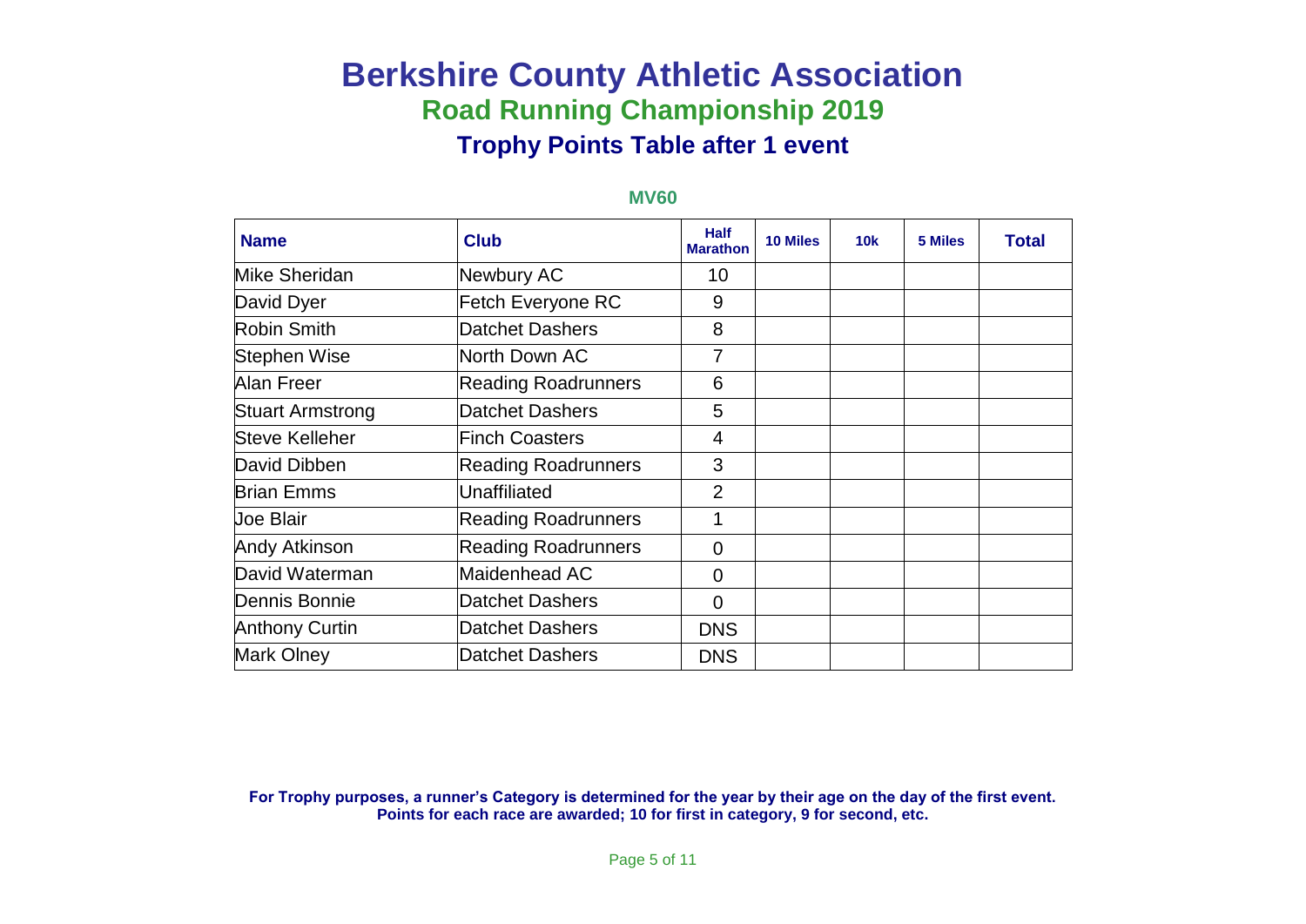# Berkshire County Athletic Association

## Road Running Championship 2019

### Trophy Points Table after 1 event

**MV60**

| Name | Club | Half Marathon | 10 Miles | 10k | 5 Miles | Total |
|---|---|---|---|---|---|---|
| Mike Sheridan | Newbury AC | 10 | | | | |
| David Dyer | Fetch Everyone RC | 9 | | | | |
| Robin Smith | Datchet Dashers | 8 | | | | |
| Stephen Wise | North Down AC | 7 | | | | |
| Alan Freer | Reading Roadrunners | 6 | | | | |
| Stuart Armstrong | Datchet Dashers | 5 | | | | |
| Steve Kelleher | Finch Coasters | 4 | | | | |
| David Dibben | Reading Roadrunners | 3 | | | | |
| Brian Emms | Unaffiliated | 2 | | | | |
| Joe Blair | Reading Roadrunners | 1 | | | | |
| Andy Atkinson | Reading Roadrunners | 0 | | | | |
| David Waterman | Maidenhead AC | 0 | | | | |
| Dennis Bonnie | Datchet Dashers | 0 | | | | |
| Anthony Curtin | Datchet Dashers | DNS | | | | |
| Mark Olney | Datchet Dashers | DNS | | | | |

**For Trophy purposes, a runner's Category is determined for the year by their age on the day of the first event.**
**Points for each race are awarded; 10 for first in category, 9 for second, etc.**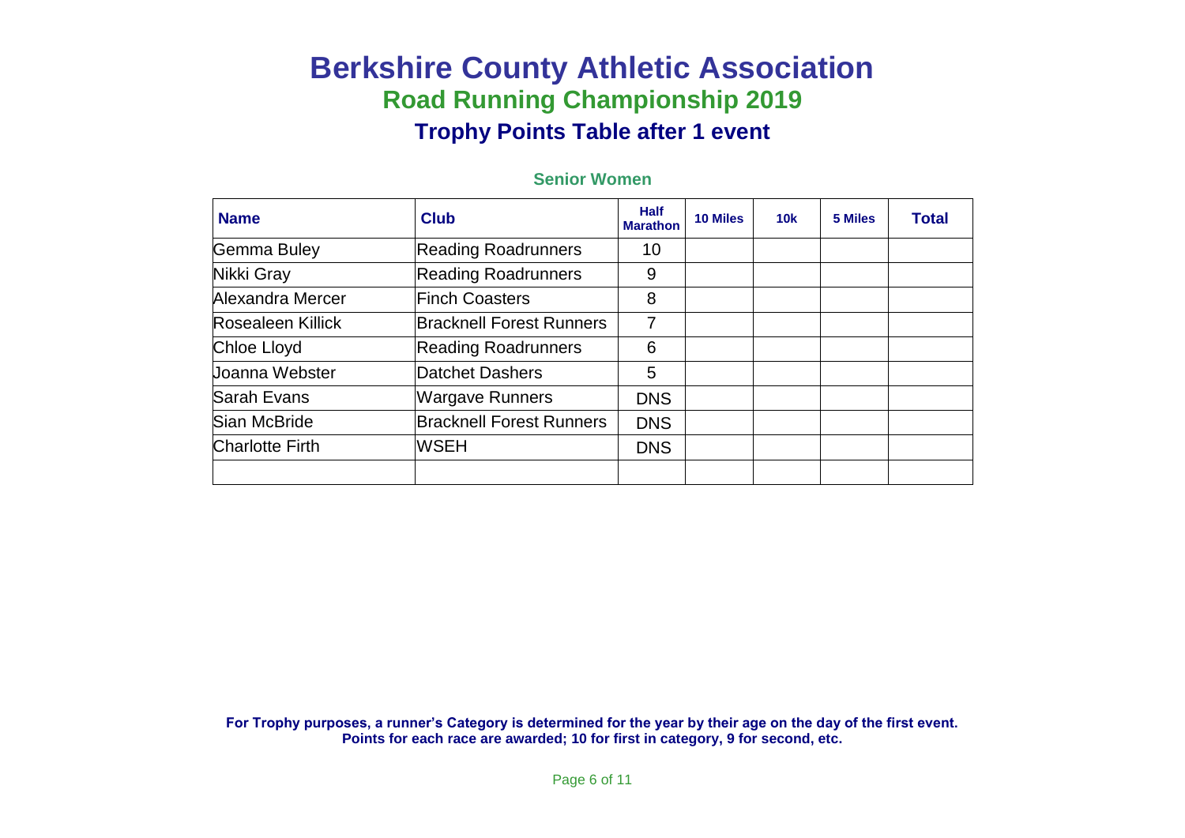# Berkshire County Athletic Association

## Road Running Championship 2019

### Trophy Points Table after 1 event

#### Senior Women

| Name | Club | Half Marathon | 10 Miles | 10k | 5 Miles | Total |
|---|---|---|---|---|---|---|
| Gemma Buley | Reading Roadrunners | 10 | | | | |
| Nikki Gray | Reading Roadrunners | 9 | | | | |
| Alexandra Mercer | Finch Coasters | 8 | | | | |
| Rosealeen Killick | Bracknell Forest Runners | 7 | | | | |
| Chloe Lloyd | Reading Roadrunners | 6 | | | | |
| Joanna Webster | Datchet Dashers | 5 | | | | |
| Sarah Evans | Wargave Runners | DNS | | | | |
| Sian McBride | Bracknell Forest Runners | DNS | | | | |
| Charlotte Firth | WSEH | DNS | | | | |
| | | | | | | |

**For Trophy purposes, a runner's Category is determined for the year by their age on the day of the first event.**
**Points for each race are awarded; 10 for first in category, 9 for second, etc.**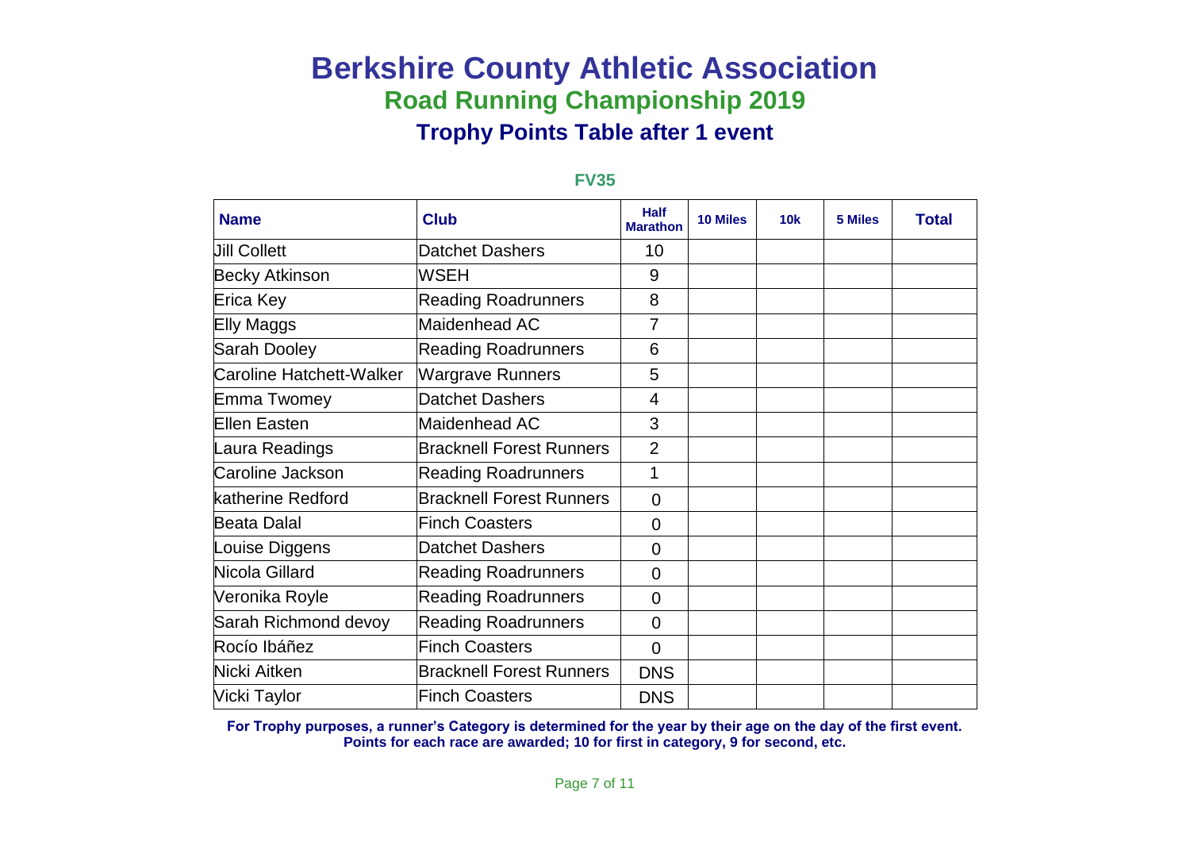# Berkshire County Athletic Association

## Road Running Championship 2019

### Trophy Points Table after 1 event

**FV35**

| Name | Club | Half Marathon | 10 Miles | 10k | 5 Miles | Total |
|---|---|---|---|---|---|---|
| Jill Collett | Datchet Dashers | 10 | | | | |
| Becky Atkinson | WSEH | 9 | | | | |
| Erica Key | Reading Roadrunners | 8 | | | | |
| Elly Maggs | Maidenhead AC | 7 | | | | |
| Sarah Dooley | Reading Roadrunners | 6 | | | | |
| Caroline Hatchett-Walker | Wargrave Runners | 5 | | | | |
| Emma Twomey | Datchet Dashers | 4 | | | | |
| Ellen Easten | Maidenhead AC | 3 | | | | |
| Laura Readings | Bracknell Forest Runners | 2 | | | | |
| Caroline Jackson | Reading Roadrunners | 1 | | | | |
| katherine Redford | Bracknell Forest Runners | 0 | | | | |
| Beata Dalal | Finch Coasters | 0 | | | | |
| Louise Diggens | Datchet Dashers | 0 | | | | |
| Nicola Gillard | Reading Roadrunners | 0 | | | | |
| Veronika Royle | Reading Roadrunners | 0 | | | | |
| Sarah Richmond devoy | Reading Roadrunners | 0 | | | | |
| Rocío Ibáñez | Finch Coasters | 0 | | | | |
| Nicki Aitken | Bracknell Forest Runners | DNS | | | | |
| Vicki Taylor | Finch Coasters | DNS | | | | |

**For Trophy purposes, a runner's Category is determined for the year by their age on the day of the first event.**
**Points for each race are awarded; 10 for first in category, 9 for second, etc.**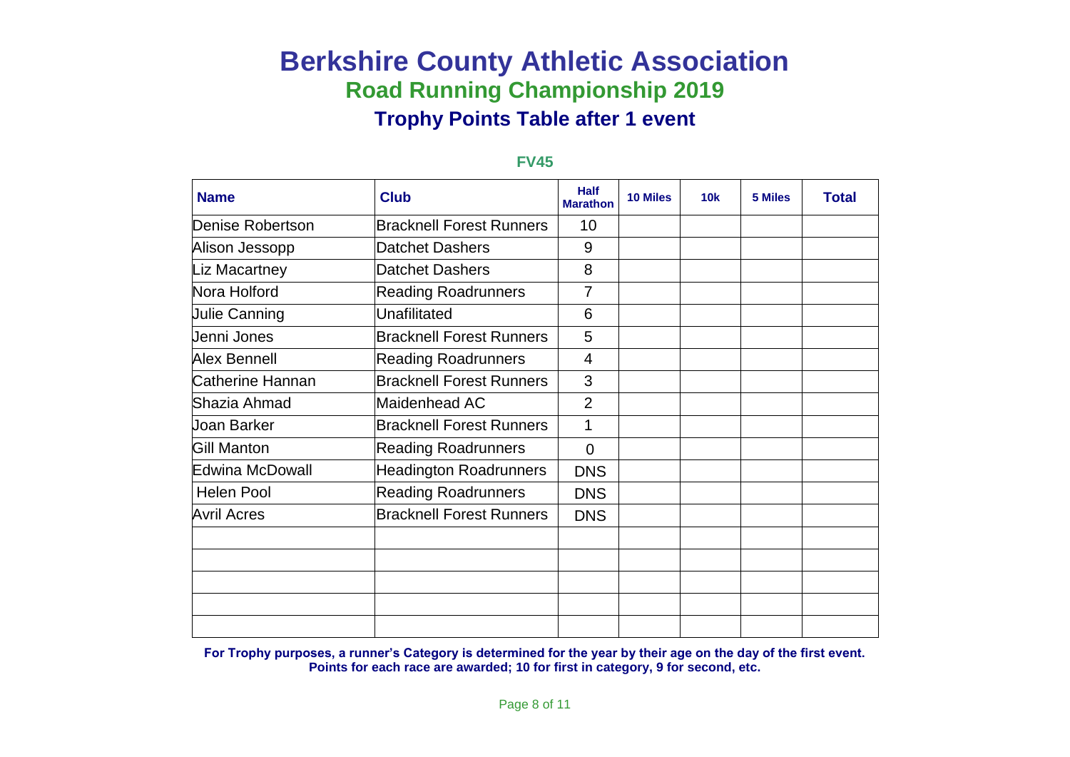# Berkshire County Athletic Association

## Road Running Championship 2019

### Trophy Points Table after 1 event

**FV45**

| Name | Club | Half Marathon | 10 Miles | 10k | 5 Miles | Total |
|---|---|---|---|---|---|---|
| Denise Robertson | Bracknell Forest Runners | 10 | | | | |
| Alison Jessopp | Datchet Dashers | 9 | | | | |
| Liz Macartney | Datchet Dashers | 8 | | | | |
| Nora Holford | Reading Roadrunners | 7 | | | | |
| Julie Canning | Unafilitated | 6 | | | | |
| Jenni Jones | Bracknell Forest Runners | 5 | | | | |
| Alex Bennell | Reading Roadrunners | 4 | | | | |
| Catherine Hannan | Bracknell Forest Runners | 3 | | | | |
| Shazia Ahmad | Maidenhead AC | 2 | | | | |
| Joan Barker | Bracknell Forest Runners | 1 | | | | |
| Gill Manton | Reading Roadrunners | 0 | | | | |
| Edwina McDowall | Headington Roadrunners | DNS | | | | |
| Helen Pool | Reading Roadrunners | DNS | | | | |
| Avril Acres | Bracknell Forest Runners | DNS | | | | |
| | | | | | | |
| | | | | | | |
| | | | | | | |
| | | | | | | |
| | | | | | | |

**For Trophy purposes, a runner's Category is determined for the year by their age on the day of the first event.**
**Points for each race are awarded; 10 for first in category, 9 for second, etc.**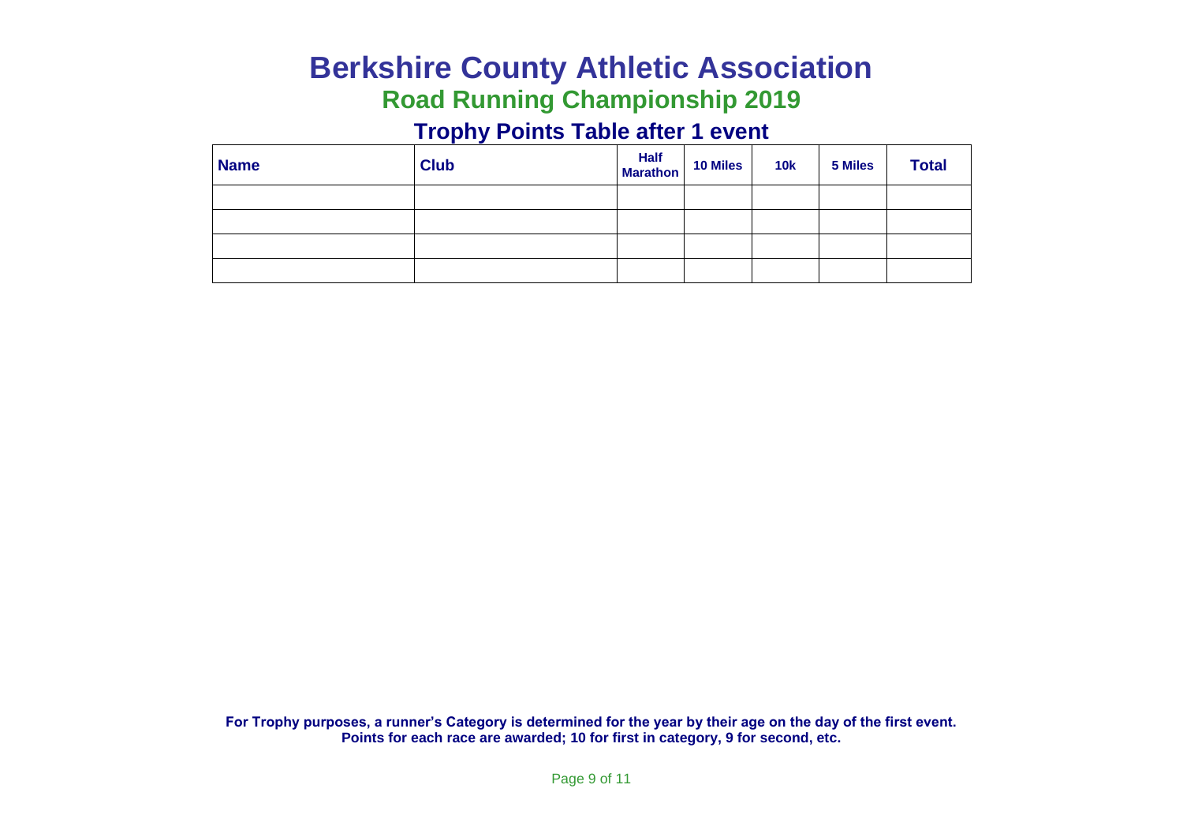# Berkshire County Athletic Association

## Road Running Championship 2019

### Trophy Points Table after 1 event

| Name | Club | Half Marathon | 10 Miles | 10k | 5 Miles | Total |
|---|---|---|---|---|---|---|
| | | | | | | |
| | | | | | | |
| | | | | | | |
| | | | | | | |

**For Trophy purposes, a runner's Category is determined for the year by their age on the day of the first event.**
**Points for each race are awarded; 10 for first in category, 9 for second, etc.**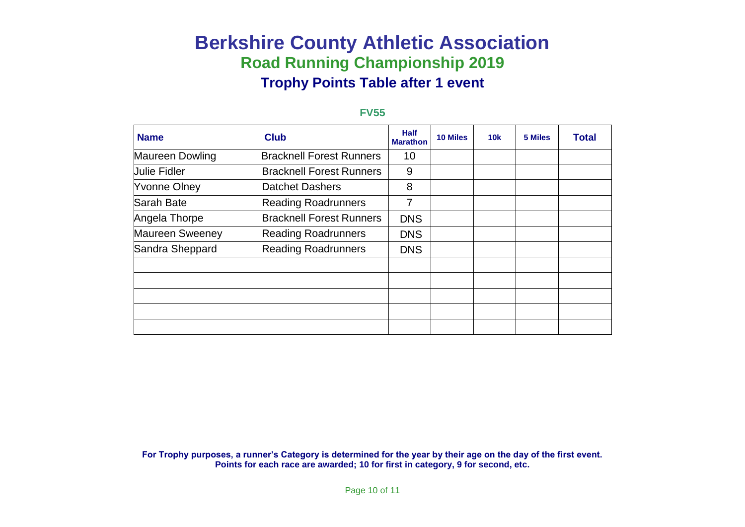# Berkshire County Athletic Association

## Road Running Championship 2019

### Trophy Points Table after 1 event

**FV55**

| Name | Club | Half Marathon | 10 Miles | 10k | 5 Miles | Total |
|---|---|---|---|---|---|---|
| Maureen Dowling | Bracknell Forest Runners | 10 | | | | |
| Julie Fidler | Bracknell Forest Runners | 9 | | | | |
| Yvonne Olney | Datchet Dashers | 8 | | | | |
| Sarah Bate | Reading Roadrunners | 7 | | | | |
| Angela Thorpe | Bracknell Forest Runners | DNS | | | | |
| Maureen Sweeney | Reading Roadrunners | DNS | | | | |
| Sandra Sheppard | Reading Roadrunners | DNS | | | | |
| | | | | | | |
| | | | | | | |
| | | | | | | |
| | | | | | | |
| | | | | | | |

**For Trophy purposes, a runner's Category is determined for the year by their age on the day of the first event.**
**Points for each race are awarded; 10 for first in category, 9 for second, etc.**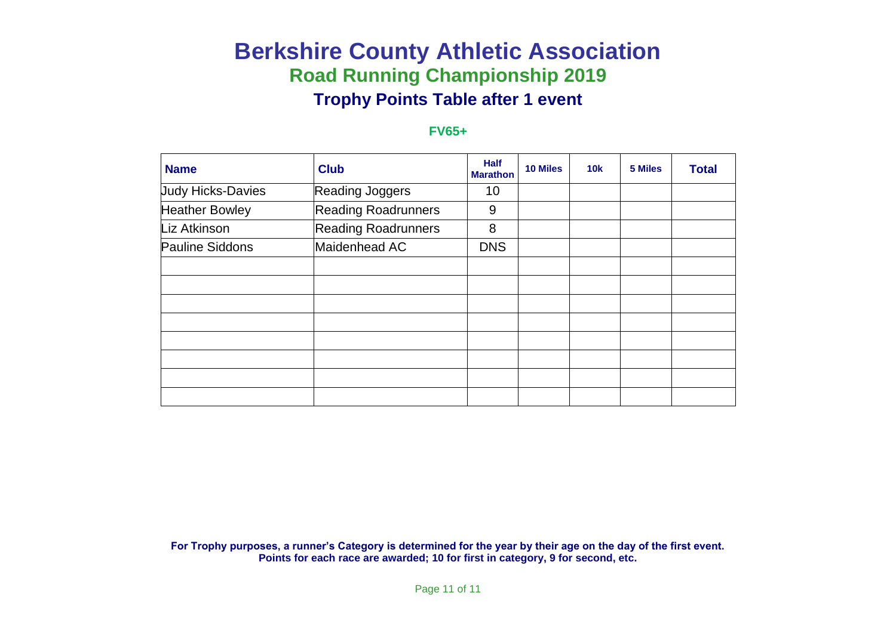# Berkshire County Athletic Association

## Road Running Championship 2019

### Trophy Points Table after 1 event

**FV65+**

| Name | Club | Half Marathon | 10 Miles | 10k | 5 Miles | Total |
|---|---|---|---|---|---|---|
| Judy Hicks-Davies | Reading Joggers | 10 | | | | |
| Heather Bowley | Reading Roadrunners | 9 | | | | |
| Liz Atkinson | Reading Roadrunners | 8 | | | | |
| Pauline Siddons | Maidenhead AC | DNS | | | | |
| | | | | | | |
| | | | | | | |
| | | | | | | |
| | | | | | | |
| | | | | | | |
| | | | | | | |
| | | | | | | |
| | | | | | | |

**For Trophy purposes, a runner's Category is determined for the year by their age on the day of the first event.**
**Points for each race are awarded; 10 for first in category, 9 for second, etc.**